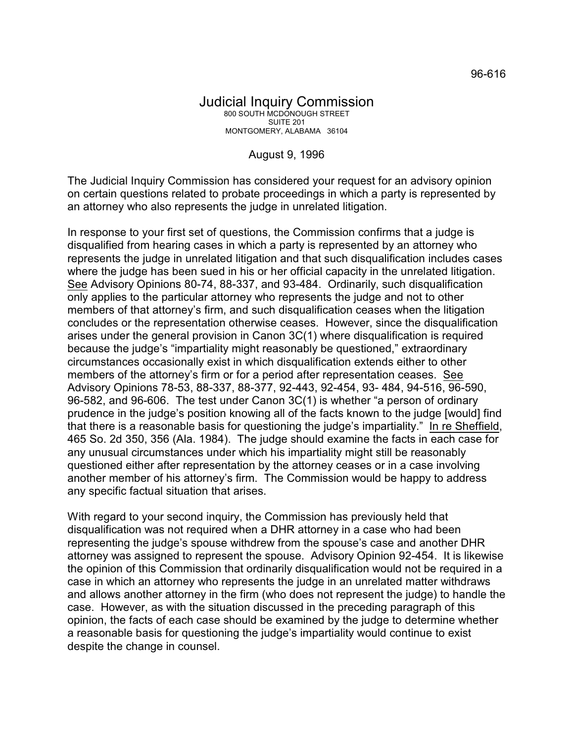96-616

# Judicial Inquiry Commission

800 SOUTH MCDONOUGH STREET
SUITE 201
MONTGOMERY, ALABAMA 36104

August 9, 1996

The Judicial Inquiry Commission has considered your request for an advisory opinion on certain questions related to probate proceedings in which a party is represented by an attorney who also represents the judge in unrelated litigation.

In response to your first set of questions, the Commission confirms that a judge is disqualified from hearing cases in which a party is represented by an attorney who represents the judge in unrelated litigation and that such disqualification includes cases where the judge has been sued in his or her official capacity in the unrelated litigation. <u>See</u> Advisory Opinions 80-74, 88-337, and 93-484. Ordinarily, such disqualification only applies to the particular attorney who represents the judge and not to other members of that attorney's firm, and such disqualification ceases when the litigation concludes or the representation otherwise ceases. However, since the disqualification arises under the general provision in Canon 3C(1) where disqualification is required because the judge's "impartiality might reasonably be questioned," extraordinary circumstances occasionally exist in which disqualification extends either to other members of the attorney's firm or for a period after representation ceases. <u>See</u> Advisory Opinions 78-53, 88-337, 88-377, 92-443, 92-454, 93- 484, 94-516, 96-590, 96-582, and 96-606. The test under Canon 3C(1) is whether "a person of ordinary prudence in the judge's position knowing all of the facts known to the judge [would] find that there is a reasonable basis for questioning the judge's impartiality." <u>In re Sheffield</u>, 465 So. 2d 350, 356 (Ala. 1984). The judge should examine the facts in each case for any unusual circumstances under which his impartiality might still be reasonably questioned either after representation by the attorney ceases or in a case involving another member of his attorney's firm. The Commission would be happy to address any specific factual situation that arises.

With regard to your second inquiry, the Commission has previously held that disqualification was not required when a DHR attorney in a case who had been representing the judge's spouse withdrew from the spouse's case and another DHR attorney was assigned to represent the spouse. Advisory Opinion 92-454. It is likewise the opinion of this Commission that ordinarily disqualification would not be required in a case in which an attorney who represents the judge in an unrelated matter withdraws and allows another attorney in the firm (who does not represent the judge) to handle the case. However, as with the situation discussed in the preceding paragraph of this opinion, the facts of each case should be examined by the judge to determine whether a reasonable basis for questioning the judge's impartiality would continue to exist despite the change in counsel.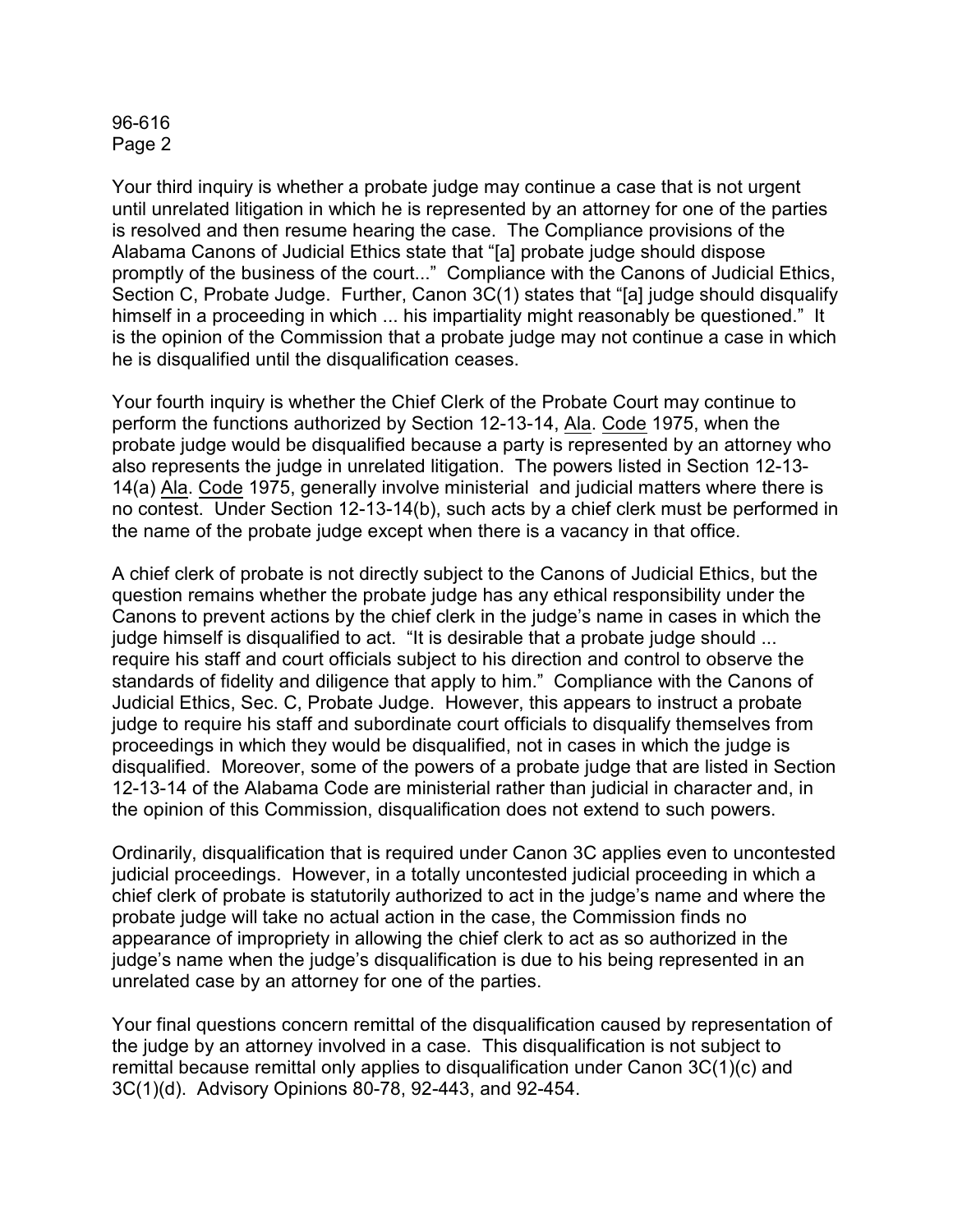Your third inquiry is whether a probate judge may continue a case that is not urgent until unrelated litigation in which he is represented by an attorney for one of the parties is resolved and then resume hearing the case. The Compliance provisions of the Alabama Canons of Judicial Ethics state that "[a] probate judge should dispose promptly of the business of the court..." Compliance with the Canons of Judicial Ethics, Section C, Probate Judge. Further, Canon 3C(1) states that "[a] judge should disqualify himself in a proceeding in which ... his impartiality might reasonably be questioned." It is the opinion of the Commission that a probate judge may not continue a case in which he is disqualified until the disqualification ceases.

Your fourth inquiry is whether the Chief Clerk of the Probate Court may continue to perform the functions authorized by Section 12-13-14, Ala. Code 1975, when the probate judge would be disqualified because a party is represented by an attorney who also represents the judge in unrelated litigation. The powers listed in Section 12-13-14(a) Ala. Code 1975, generally involve ministerial and judicial matters where there is no contest. Under Section 12-13-14(b), such acts by a chief clerk must be performed in the name of the probate judge except when there is a vacancy in that office.

A chief clerk of probate is not directly subject to the Canons of Judicial Ethics, but the question remains whether the probate judge has any ethical responsibility under the Canons to prevent actions by the chief clerk in the judge's name in cases in which the judge himself is disqualified to act. "It is desirable that a probate judge should ... require his staff and court officials subject to his direction and control to observe the standards of fidelity and diligence that apply to him." Compliance with the Canons of Judicial Ethics, Sec. C, Probate Judge. However, this appears to instruct a probate judge to require his staff and subordinate court officials to disqualify themselves from proceedings in which they would be disqualified, not in cases in which the judge is disqualified. Moreover, some of the powers of a probate judge that are listed in Section 12-13-14 of the Alabama Code are ministerial rather than judicial in character and, in the opinion of this Commission, disqualification does not extend to such powers.

Ordinarily, disqualification that is required under Canon 3C applies even to uncontested judicial proceedings. However, in a totally uncontested judicial proceeding in which a chief clerk of probate is statutorily authorized to act in the judge's name and where the probate judge will take no actual action in the case, the Commission finds no appearance of impropriety in allowing the chief clerk to act as so authorized in the judge's name when the judge's disqualification is due to his being represented in an unrelated case by an attorney for one of the parties.

Your final questions concern remittal of the disqualification caused by representation of the judge by an attorney involved in a case. This disqualification is not subject to remittal because remittal only applies to disqualification under Canon 3C(1)(c) and 3C(1)(d). Advisory Opinions 80-78, 92-443, and 92-454.